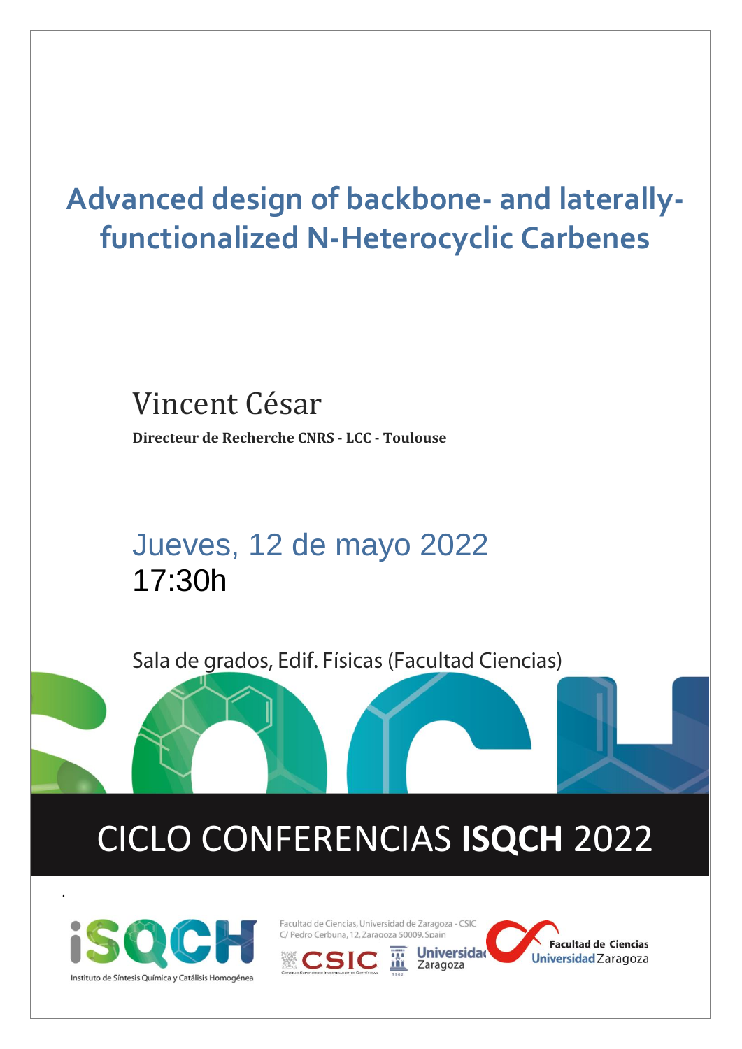# Advanced design of backbone- and laterally-functionalized N-Heterocyclic Carbenes

Vincent César

**Directeur de Recherche CNRS - LCC - Toulouse**

Jueves, 12 de mayo 2022

17:30h

Sala de grados, Edif. Físicas (Facultad Ciencias)

## CICLO CONFERENCIAS **ISQCH** 2022

iSQCH
Instituto de Síntesis Química y Catálisis Homogénea

Facultad de Ciencias, Universidad de Zaragoza - CSIC
C/ Pedro Cerbuna, 12. Zaragoza 50009. Spain

CSIC

Universidad Zaragoza

Facultad de Ciencias Universidad Zaragoza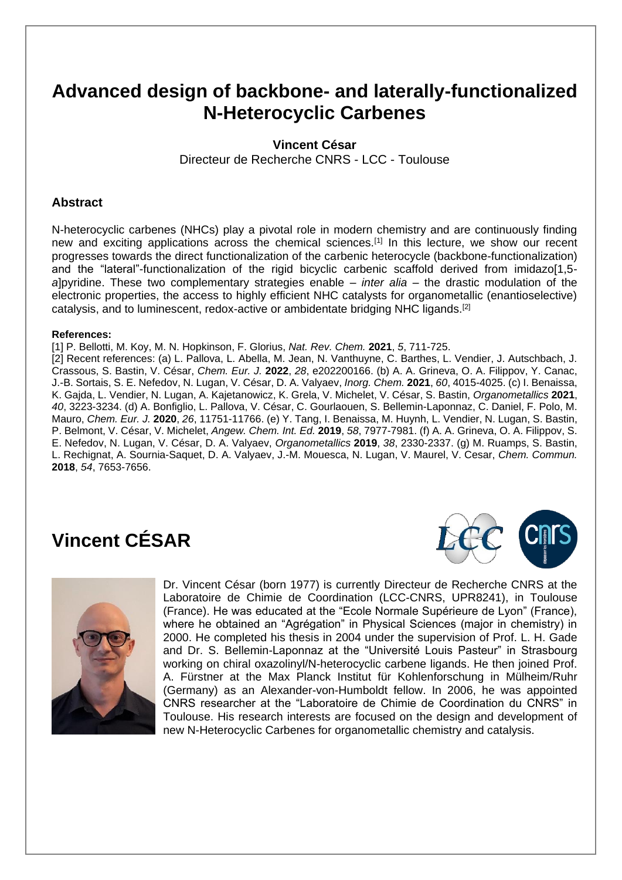# Advanced design of backbone- and laterally-functionalized N-Heterocyclic Carbenes

**Vincent César**

Directeur de Recherche CNRS - LCC - Toulouse

## Abstract

N-heterocyclic carbenes (NHCs) play a pivotal role in modern chemistry and are continuously finding new and exciting applications across the chemical sciences.[1] In this lecture, we show our recent progresses towards the direct functionalization of the carbenic heterocycle (backbone-functionalization) and the "lateral"-functionalization of the rigid bicyclic carbenic scaffold derived from imidazo[1,5-*a*]pyridine. These two complementary strategies enable – *inter alia* – the drastic modulation of the electronic properties, the access to highly efficient NHC catalysts for organometallic (enantioselective) catalysis, and to luminescent, redox-active or ambidentate bridging NHC ligands.[2]

**References:**

[1] P. Bellotti, M. Koy, M. N. Hopkinson, F. Glorius, *Nat. Rev. Chem.* **2021**, *5*, 711-725.

[2] Recent references: (a) L. Pallova, L. Abella, M. Jean, N. Vanthuyne, C. Barthes, L. Vendier, J. Autschbach, J. Crassous, S. Bastin, V. César, *Chem. Eur. J.* **2022**, *28*, e202200166. (b) A. A. Grineva, O. A. Filippov, Y. Canac, J.-B. Sortais, S. E. Nefedov, N. Lugan, V. César, D. A. Valyaev, *Inorg. Chem.* **2021**, *60*, 4015-4025. (c) I. Benaissa, K. Gajda, L. Vendier, N. Lugan, A. Kajetanowicz, K. Grela, V. Michelet, V. César, S. Bastin, *Organometallics* **2021**, *40*, 3223-3234. (d) A. Bonfiglio, L. Pallova, V. César, C. Gourlaouen, S. Bellemin-Laponnaz, C. Daniel, F. Polo, M. Mauro, *Chem. Eur. J.* **2020**, *26*, 11751-11766. (e) Y. Tang, I. Benaissa, M. Huynh, L. Vendier, N. Lugan, S. Bastin, P. Belmont, V. César, V. Michelet, *Angew. Chem. Int. Ed.* **2019**, *58*, 7977-7981. (f) A. A. Grineva, O. A. Filippov, S. E. Nefedov, N. Lugan, V. César, D. A. Valyaev, *Organometallics* **2019**, *38*, 2330-2337. (g) M. Ruamps, S. Bastin, L. Rechignat, A. Sournia-Saquet, D. A. Valyaev, J.-M. Mouesca, N. Lugan, V. Maurel, V. Cesar, *Chem. Commun.* **2018**, *54*, 7653-7656.

# Vincent CÉSAR

Dr. Vincent César (born 1977) is currently Directeur de Recherche CNRS at the Laboratoire de Chimie de Coordination (LCC-CNRS, UPR8241), in Toulouse (France). He was educated at the "Ecole Normale Supérieure de Lyon" (France), where he obtained an "Agrégation" in Physical Sciences (major in chemistry) in 2000. He completed his thesis in 2004 under the supervision of Prof. L. H. Gade and Dr. S. Bellemin-Laponnaz at the "Université Louis Pasteur" in Strasbourg working on chiral oxazolinyl/N-heterocyclic carbene ligands. He then joined Prof. A. Fürstner at the Max Planck Institut für Kohlenforschung in Mülheim/Ruhr (Germany) as an Alexander-von-Humboldt fellow. In 2006, he was appointed CNRS researcher at the "Laboratoire de Chimie de Coordination du CNRS" in Toulouse. His research interests are focused on the design and development of new N-Heterocyclic Carbenes for organometallic chemistry and catalysis.